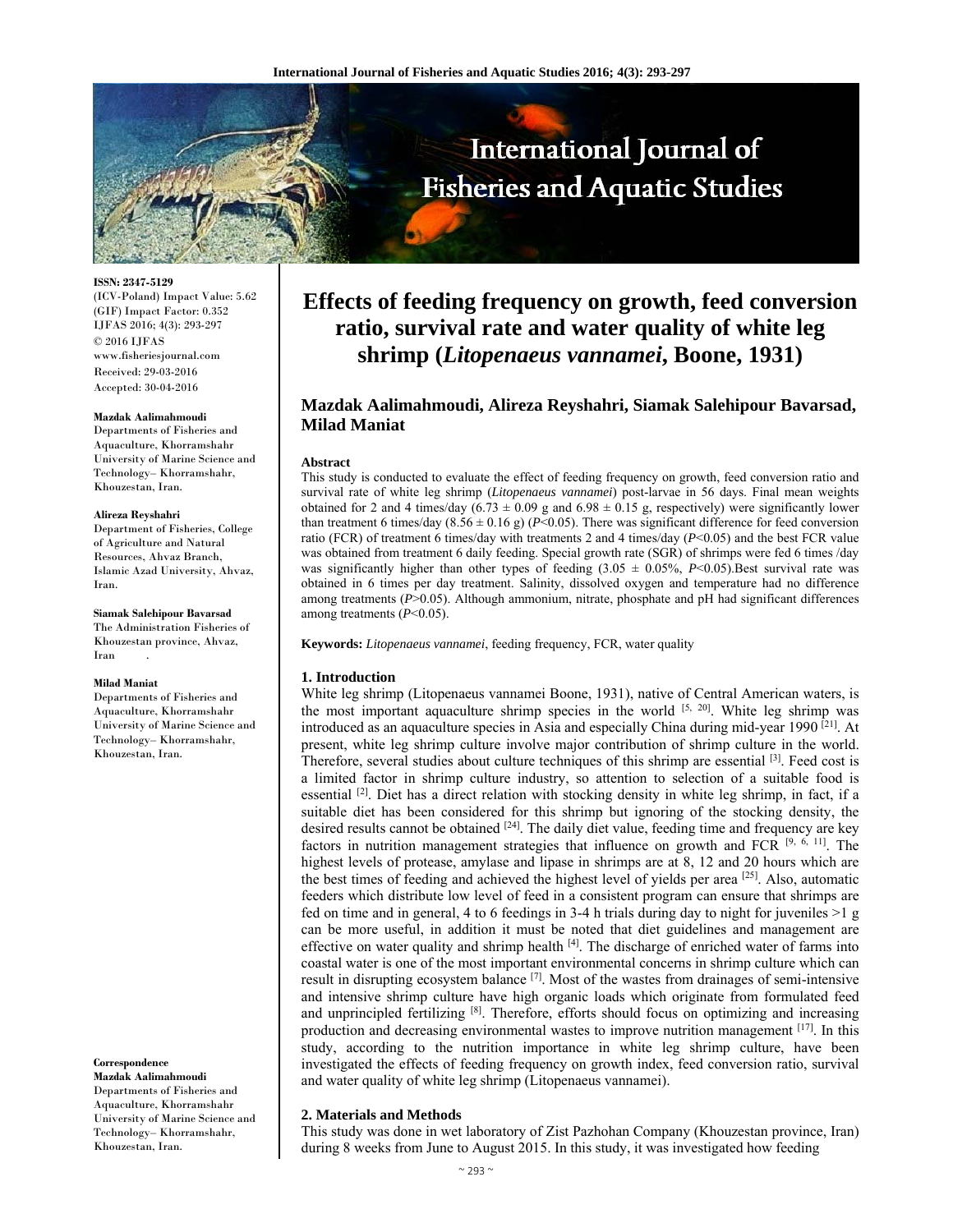ISSN: 2347-5129
(ICV-Poland) Impact Value: 5.62
(GIF) Impact Factor: 0.352
IJFAS 2016; 4(3): 293-297
© 2016 IJFAS
www.fisheriesjournal.com
Received: 29-03-2016
Accepted: 30-04-2016

**Mazdak Aalimahmoudi**
Departments of Fisheries and Aquaculture, Khorramshahr University of Marine Science and Technology– Khorramshahr, Khouzestan, Iran.

**Alireza Reyshahri**
Department of Fisheries, College of Agriculture and Natural Resources, Ahvaz Branch, Islamic Azad University, Ahvaz, Iran.

**Siamak Salehipour Bavarsad**
The Administration Fisheries of Khouzestan province, Ahvaz, Iran

**Milad Maniat**
Departments of Fisheries and Aquaculture, Khorramshahr University of Marine Science and Technology– Khorramshahr, Khouzestan, Iran.

**Correspondence**
**Mazdak Aalimahmoudi**
Departments of Fisheries and Aquaculture, Khorramshahr University of Marine Science and Technology– Khorramshahr, Khouzestan, Iran.

# Effects of feeding frequency on growth, feed conversion ratio, survival rate and water quality of white leg shrimp (*Litopenaeus vannamei*, Boone, 1931)

**Mazdak Aalimahmoudi, Alireza Reyshahri, Siamak Salehipour Bavarsad, Milad Maniat**

## Abstract

This study is conducted to evaluate the effect of feeding frequency on growth, feed conversion ratio and survival rate of white leg shrimp (*Litopenaeus vannamei*) post-larvae in 56 days. Final mean weights obtained for 2 and 4 times/day (6.73 ± 0.09 g and 6.98 ± 0.15 g, respectively) were significantly lower than treatment 6 times/day (8.56 ± 0.16 g) ($P<0.05$). There was significant difference for feed conversion ratio (FCR) of treatment 6 times/day with treatments 2 and 4 times/day ($P<0.05$) and the best FCR value was obtained from treatment 6 daily feeding. Special growth rate (SGR) of shrimps were fed 6 times /day was significantly higher than other types of feeding (3.05 ± 0.05%, $P<0.05$).Best survival rate was obtained in 6 times per day treatment. Salinity, dissolved oxygen and temperature had no difference among treatments ($P>0.05$). Although ammonium, nitrate, phosphate and pH had significant differences among treatments ($P<0.05$).

**Keywords:** *Litopenaeus vannamei*, feeding frequency, FCR, water quality

## 1. Introduction

White leg shrimp (Litopenaeus vannamei Boone, 1931), native of Central American waters, is the most important aquaculture shrimp species in the world [5, 20]. White leg shrimp was introduced as an aquaculture species in Asia and especially China during mid-year 1990 [21]. At present, white leg shrimp culture involve major contribution of shrimp culture in the world. Therefore, several studies about culture techniques of this shrimp are essential [3]. Feed cost is a limited factor in shrimp culture industry, so attention to selection of a suitable food is essential [2]. Diet has a direct relation with stocking density in white leg shrimp, in fact, if a suitable diet has been considered for this shrimp but ignoring of the stocking density, the desired results cannot be obtained [24]. The daily diet value, feeding time and frequency are key factors in nutrition management strategies that influence on growth and FCR [9, 6, 11]. The highest levels of protease, amylase and lipase in shrimps are at 8, 12 and 20 hours which are the best times of feeding and achieved the highest level of yields per area [25]. Also, automatic feeders which distribute low level of feed in a consistent program can ensure that shrimps are fed on time and in general, 4 to 6 feedings in 3-4 h trials during day to night for juveniles >1 g can be more useful, in addition it must be noted that diet guidelines and management are effective on water quality and shrimp health [4]. The discharge of enriched water of farms into coastal water is one of the most important environmental concerns in shrimp culture which can result in disrupting ecosystem balance [7]. Most of the wastes from drainages of semi-intensive and intensive shrimp culture have high organic loads which originate from formulated feed and unprincipled fertilizing [8]. Therefore, efforts should focus on optimizing and increasing production and decreasing environmental wastes to improve nutrition management [17]. In this study, according to the nutrition importance in white leg shrimp culture, have been investigated the effects of feeding frequency on growth index, feed conversion ratio, survival and water quality of white leg shrimp (Litopenaeus vannamei).

## 2. Materials and Methods

This study was done in wet laboratory of Zist Pazhohan Company (Khouzestan province, Iran) during 8 weeks from June to August 2015. In this study, it was investigated how feeding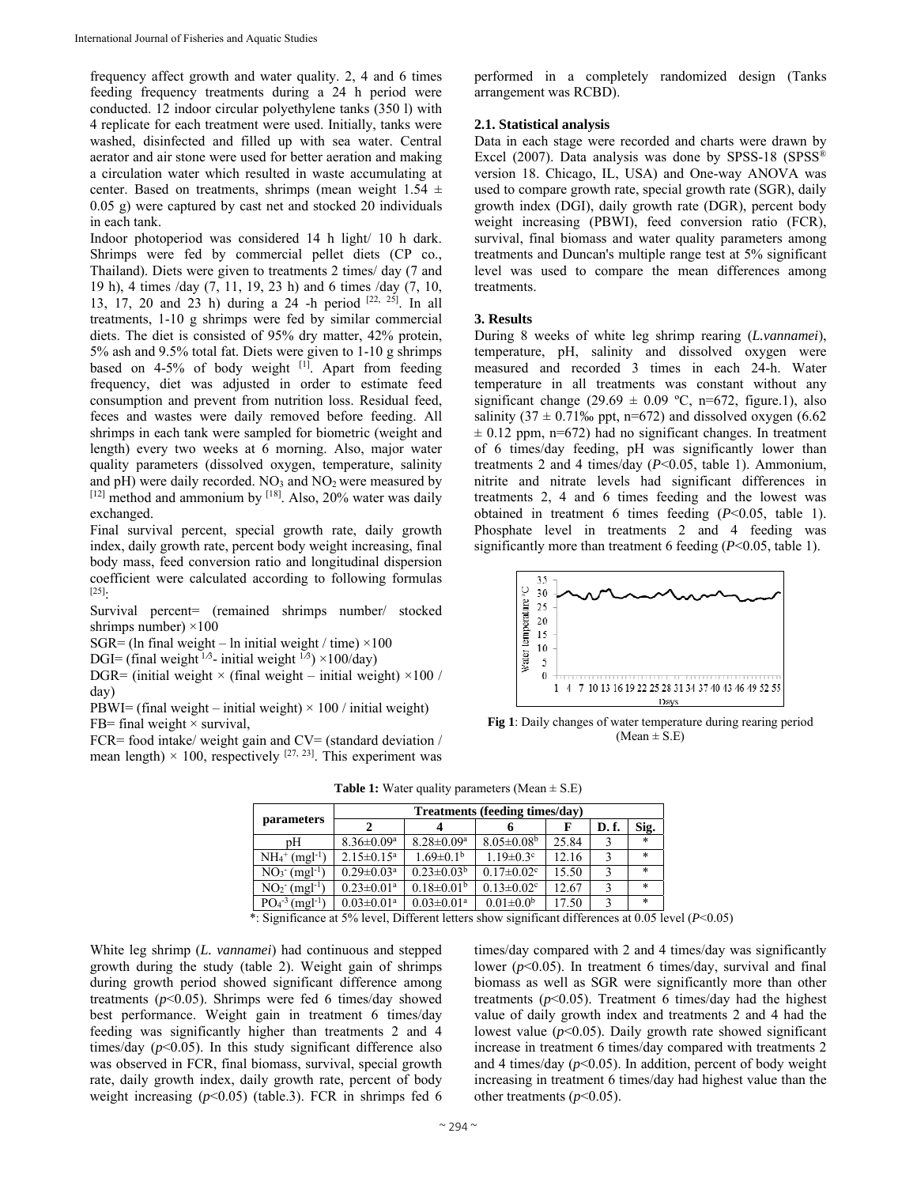frequency affect growth and water quality. 2, 4 and 6 times feeding frequency treatments during a 24 h period were conducted. 12 indoor circular polyethylene tanks (350 l) with 4 replicate for each treatment were used. Initially, tanks were washed, disinfected and filled up with sea water. Central aerator and air stone were used for better aeration and making a circulation water which resulted in waste accumulating at center. Based on treatments, shrimps (mean weight 1.54 ± 0.05 g) were captured by cast net and stocked 20 individuals in each tank.

Indoor photoperiod was considered 14 h light/ 10 h dark. Shrimps were fed by commercial pellet diets (CP co., Thailand). Diets were given to treatments 2 times/ day (7 and 19 h), 4 times /day (7, 11, 19, 23 h) and 6 times /day (7, 10, 13, 17, 20 and 23 h) during a 24 -h period [22, 25]. In all treatments, 1-10 g shrimps were fed by similar commercial diets. The diet is consisted of 95% dry matter, 42% protein, 5% ash and 9.5% total fat. Diets were given to 1-10 g shrimps based on 4-5% of body weight [1]. Apart from feeding frequency, diet was adjusted in order to estimate feed consumption and prevent from nutrition loss. Residual feed, feces and wastes were daily removed before feeding. All shrimps in each tank were sampled for biometric (weight and length) every two weeks at 6 morning. Also, major water quality parameters (dissolved oxygen, temperature, salinity and pH) were daily recorded. $NO_3$ and $NO_2$ were measured by [12] method and ammonium by [18]. Also, 20% water was daily exchanged.

Final survival percent, special growth rate, daily growth index, daily growth rate, percent body weight increasing, final body mass, feed conversion ratio and longitudinal dispersion coefficient were calculated according to following formulas [25]:

Survival percent= (remained shrimps number/ stocked shrimps number) ×100

SGR= (ln final weight – ln initial weight / time) ×100

DGI= (final weight $^{1/3}$- initial weight $^{1/3}$) ×100/day)

DGR= (initial weight × (final weight – initial weight) ×100 / day)

PBWI= (final weight – initial weight) × 100 / initial weight)

FB= final weight × survival,

FCR= food intake/ weight gain and CV= (standard deviation / mean length) × 100, respectively [27, 23]. This experiment was performed in a completely randomized design (Tanks arrangement was RCBD).

### 2.1. Statistical analysis

Data in each stage were recorded and charts were drawn by Excel (2007). Data analysis was done by SPSS-18 (SPSS® version 18. Chicago, IL, USA) and One-way ANOVA was used to compare growth rate, special growth rate (SGR), daily growth index (DGI), daily growth rate (DGR), percent body weight increasing (PBWI), feed conversion ratio (FCR), survival, final biomass and water quality parameters among treatments and Duncan's multiple range test at 5% significant level was used to compare the mean differences among treatments.

## 3. Results

During 8 weeks of white leg shrimp rearing (*L.vannamei*), temperature, pH, salinity and dissolved oxygen were measured and recorded 3 times in each 24-h. Water temperature in all treatments was constant without any significant change (29.69 ± 0.09 ºC, n=672, figure.1), also salinity (37 ± 0.71‰ ppt, n=672) and dissolved oxygen (6.62 ± 0.12 ppm, n=672) had no significant changes. In treatment of 6 times/day feeding, pH was significantly lower than treatments 2 and 4 times/day ($P<0.05$, table 1). Ammonium, nitrite and nitrate levels had significant differences in treatments 2, 4 and 6 times feeding and the lowest was obtained in treatment 6 times feeding ($P<0.05$, table 1). Phosphate level in treatments 2 and 4 feeding was significantly more than treatment 6 feeding ($P<0.05$, table 1).

**Fig 1**: Daily changes of water temperature during rearing period (Mean ± S.E)

**Table 1:** Water quality parameters (Mean ± S.E)

| parameters | Treatments (feeding times/day) | | | | | |
|---|---|---|---|---|---|---|
| | 2 | 4 | 6 | F | D. f. | Sig. |
| pH | 8.36±0.09$^a$ | 8.28±0.09$^a$ | 8.05±0.08$^b$ | 25.84 | 3 | * |
| $NH_4^+$ ($mgl^{-1}$) | 2.15±0.15$^a$ | 1.69±0.1$^b$ | 1.19±0.3$^c$ | 12.16 | 3 | * |
| $NO_3^-$ ($mgl^{-1}$) | 0.29±0.03$^a$ | 0.23±0.03$^b$ | 0.17±0.02$^c$ | 15.50 | 3 | * |
| $NO_2^-$ ($mgl^{-1}$) | 0.23±0.01$^a$ | 0.18±0.01$^b$ | 0.13±0.02$^c$ | 12.67 | 3 | * |
| $PO_4^{-3}$ ($mgl^{-1}$) | 0.03±0.01$^a$ | 0.03±0.01$^a$ | 0.01±0.0$^b$ | 17.50 | 3 | * |

*: Significance at 5% level, Different letters show significant differences at 0.05 level ($P<0.05$)

White leg shrimp (*L. vannamei*) had continuous and stepped growth during the study (table 2). Weight gain of shrimps during growth period showed significant difference among treatments ($p<0.05$). Shrimps were fed 6 times/day showed best performance. Weight gain in treatment 6 times/day feeding was significantly higher than treatments 2 and 4 times/day ($p<0.05$). In this study significant difference also was observed in FCR, final biomass, survival, special growth rate, daily growth index, daily growth rate, percent of body weight increasing ($p<0.05$) (table.3). FCR in shrimps fed 6 times/day compared with 2 and 4 times/day was significantly lower ($p<0.05$). In treatment 6 times/day, survival and final biomass as well as SGR were significantly more than other treatments ($p<0.05$). Treatment 6 times/day had the highest value of daily growth index and treatments 2 and 4 had the lowest value ($p<0.05$). Daily growth rate showed significant increase in treatment 6 times/day compared with treatments 2 and 4 times/day ($p<0.05$). In addition, percent of body weight increasing in treatment 6 times/day had highest value than the other treatments ($p<0.05$).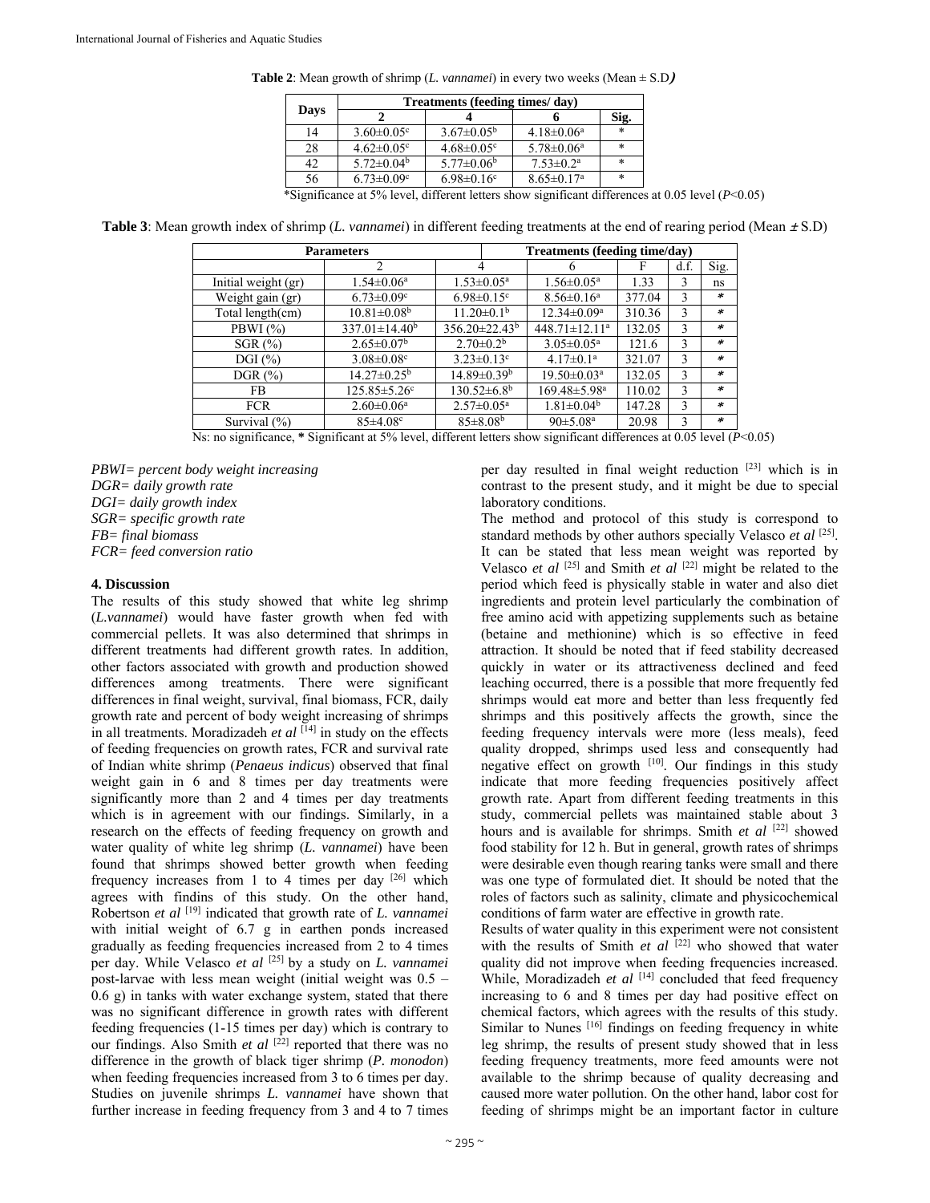**Table 2**: Mean growth of shrimp (*L. vannamei*) in every two weeks (Mean ± S.D)

| Days | Treatments (feeding times/ day) | | | |
|---|---|---|---|---|
| | 2 | 4 | 6 | Sig. |
| 14 | 3.60±0.05[c] | 3.67±0.05[b] | 4.18±0.06[a] | * |
| 28 | 4.62±0.05[c] | 4.68±0.05[c] | 5.78±0.06[a] | * |
| 42 | 5.72±0.04[b] | 5.77±0.06[b] | 7.53±0.2[a] | * |
| 56 | 6.73±0.09[c] | 6.98±0.16[c] | 8.65±0.17[a] | * |

*Significance at 5% level, different letters show significant differences at 0.05 level ($P<0.05$)

**Table 3**: Mean growth index of shrimp (*L. vannamei*) in different feeding treatments at the end of rearing period (Mean ± S.D)

| Parameters | Treatments (feeding time/day) | | | | | |
|---|---|---|---|---|---|---|
| | 2 | 4 | 6 | F | d.f. | Sig. |
| Initial weight (gr) | 1.54±0.06[a] | 1.53±0.05[a] | 1.56±0.05[a] | 1.33 | 3 | ns |
| Weight gain (gr) | 6.73±0.09[c] | 6.98±0.15[c] | 8.56±0.16[a] | 377.04 | 3 | * |
| Total length(cm) | 10.81±0.08[b] | 11.20±0.1[b] | 12.34±0.09[a] | 310.36 | 3 | * |
| PBWI (%) | 337.01±14.40[b] | 356.20±22.43[b] | 448.71±12.11[a] | 132.05 | 3 | * |
| SGR (%) | 2.65±0.07[b] | 2.70±0.2[b] | 3.05±0.05[a] | 121.6 | 3 | * |
| DGI (%) | 3.08±0.08[c] | 3.23±0.13[c] | 4.17±0.1[a] | 321.07 | 3 | * |
| DGR (%) | 14.27±0.25[b] | 14.89±0.39[b] | 19.50±0.03[a] | 132.05 | 3 | * |
| FB | 125.85±5.26[c] | 130.52±6.8[b] | 169.48±5.98[a] | 110.02 | 3 | * |
| FCR | 2.60±0.06[a] | 2.57±0.05[a] | 1.81±0.04[b] | 147.28 | 3 | * |
| Survival (%) | 85±4.08[c] | 85±8.08[b] | 90±5.08[a] | 20.98 | 3 | * |

Ns: no significance, **\*** Significant at 5% level, different letters show significant differences at 0.05 level ($P<0.05$)

*PBWI= percent body weight increasing*
*DGR= daily growth rate*
*DGI= daily growth index*
*SGR= specific growth rate*
*FB= final biomass*
*FCR= feed conversion ratio*

## 4. Discussion

The results of this study showed that white leg shrimp (*L.vannamei*) would have faster growth when fed with commercial pellets. It was also determined that shrimps in different treatments had different growth rates. In addition, other factors associated with growth and production showed differences among treatments. There were significant differences in final weight, survival, final biomass, FCR, daily growth rate and percent of body weight increasing of shrimps in all treatments. Moradizadeh *et al* [14] in study on the effects of feeding frequencies on growth rates, FCR and survival rate of Indian white shrimp (*Penaeus indicus*) observed that final weight gain in 6 and 8 times per day treatments were significantly more than 2 and 4 times per day treatments which is in agreement with our findings. Similarly, in a research on the effects of feeding frequency on growth and water quality of white leg shrimp (*L. vannamei*) have been found that shrimps showed better growth when feeding frequency increases from 1 to 4 times per day [26] which agrees with findins of this study. On the other hand, Robertson *et al* [19] indicated that growth rate of *L. vannamei* with initial weight of 6.7 g in earthen ponds increased gradually as feeding frequencies increased from 2 to 4 times per day. While Velasco *et al* [25] by a study on *L. vannamei* post-larvae with less mean weight (initial weight was 0.5 – 0.6 g) in tanks with water exchange system, stated that there was no significant difference in growth rates with different feeding frequencies (1-15 times per day) which is contrary to our findings. Also Smith *et al* [22] reported that there was no difference in the growth of black tiger shrimp (*P. monodon*) when feeding frequencies increased from 3 to 6 times per day. Studies on juvenile shrimps *L. vannamei* have shown that further increase in feeding frequency from 3 and 4 to 7 times per day resulted in final weight reduction [23] which is in contrast to the present study, and it might be due to special laboratory conditions.

The method and protocol of this study is correspond to standard methods by other authors specially Velasco *et al* [25]. It can be stated that less mean weight was reported by Velasco *et al* [25] and Smith *et al* [22] might be related to the period which feed is physically stable in water and also diet ingredients and protein level particularly the combination of free amino acid with appetizing supplements such as betaine (betaine and methionine) which is so effective in feed attraction. It should be noted that if feed stability decreased quickly in water or its attractiveness declined and feed leaching occurred, there is a possible that more frequently fed shrimps would eat more and better than less frequently fed shrimps and this positively affects the growth, since the feeding frequency intervals were more (less meals), feed quality dropped, shrimps used less and consequently had negative effect on growth [10]. Our findings in this study indicate that more feeding frequencies positively affect growth rate. Apart from different feeding treatments in this study, commercial pellets was maintained stable about 3 hours and is available for shrimps. Smith *et al* [22] showed food stability for 12 h. But in general, growth rates of shrimps were desirable even though rearing tanks were small and there was one type of formulated diet. It should be noted that the roles of factors such as salinity, climate and physicochemical conditions of farm water are effective in growth rate.

Results of water quality in this experiment were not consistent with the results of Smith *et al* [22] who showed that water quality did not improve when feeding frequencies increased. While, Moradizadeh *et al* [14] concluded that feed frequency increasing to 6 and 8 times per day had positive effect on chemical factors, which agrees with the results of this study. Similar to Nunes [16] findings on feeding frequency in white leg shrimp, the results of present study showed that in less feeding frequency treatments, more feed amounts were not available to the shrimp because of quality decreasing and caused more water pollution. On the other hand, labor cost for feeding of shrimps might be an important factor in culture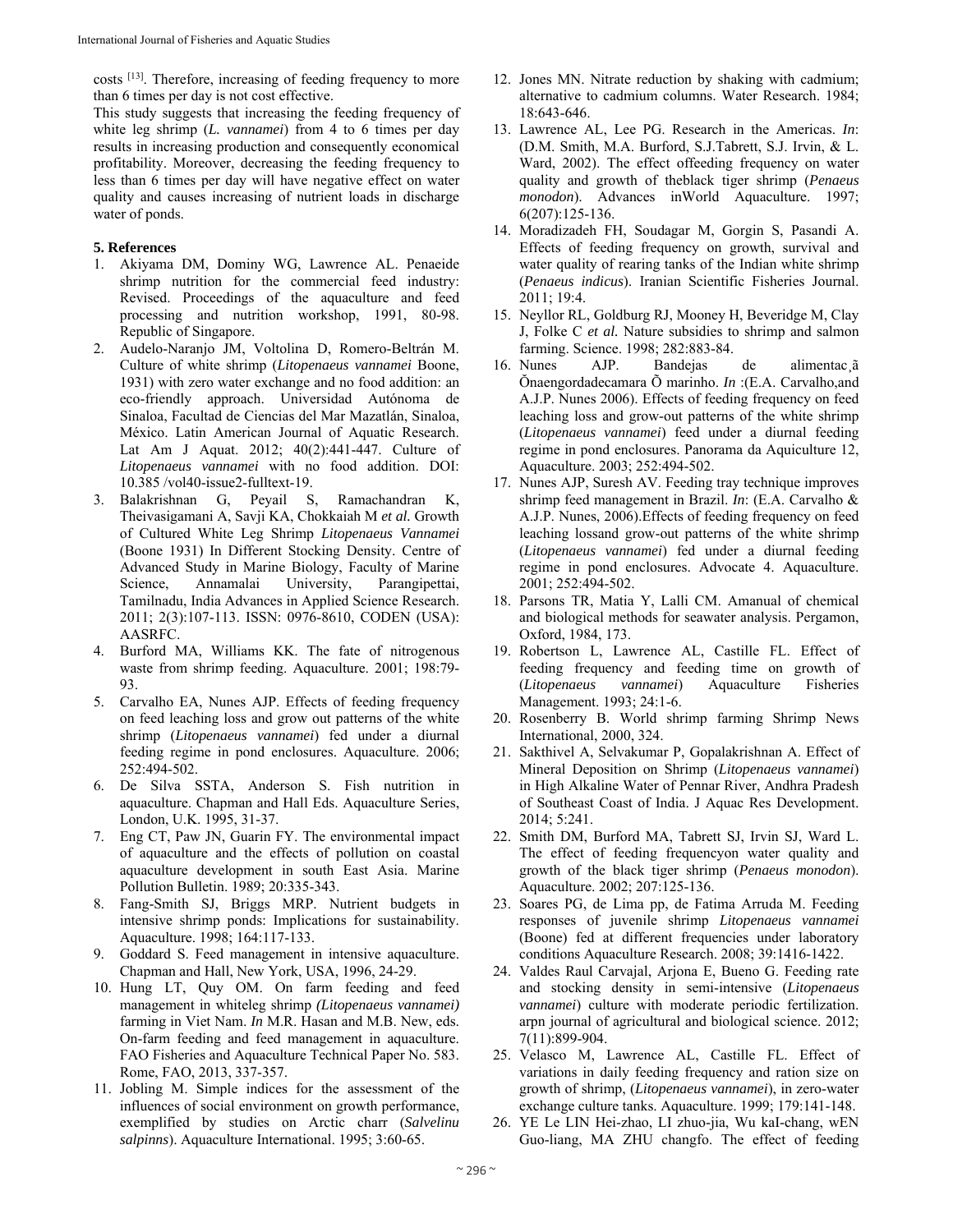costs [13]. Therefore, increasing of feeding frequency to more than 6 times per day is not cost effective.

This study suggests that increasing the feeding frequency of white leg shrimp (*L. vannamei*) from 4 to 6 times per day results in increasing production and consequently economical profitability. Moreover, decreasing the feeding frequency to less than 6 times per day will have negative effect on water quality and causes increasing of nutrient loads in discharge water of ponds.

## 5. References

1. Akiyama DM, Dominy WG, Lawrence AL. Penaeide shrimp nutrition for the commercial feed industry: Revised. Proceedings of the aquaculture and feed processing and nutrition workshop, 1991, 80-98. Republic of Singapore.
2. Audelo-Naranjo JM, Voltolina D, Romero-Beltrán M. Culture of white shrimp (*Litopenaeus vannamei* Boone, 1931) with zero water exchange and no food addition: an eco-friendly approach. Universidad Autónoma de Sinaloa, Facultad de Ciencias del Mar Mazatlán, Sinaloa, México. Latin American Journal of Aquatic Research. Lat Am J Aquat. 2012; 40(2):441-447. Culture of *Litopenaeus vannamei* with no food addition. DOI: 10.385 /vol40-issue2-fulltext-19.
3. Balakrishnan G, Peyail S, Ramachandran K, Theivasigamani A, Savji KA, Chokkaiah M *et al.* Growth of Cultured White Leg Shrimp *Litopenaeus Vannamei* (Boone 1931) In Different Stocking Density. Centre of Advanced Study in Marine Biology, Faculty of Marine Science, Annamalai University, Parangipettai, Tamilnadu, India Advances in Applied Science Research. 2011; 2(3):107-113. ISSN: 0976-8610, CODEN (USA): AASRFC.
4. Burford MA, Williams KK. The fate of nitrogenous waste from shrimp feeding. Aquaculture. 2001; 198:79-93.
5. Carvalho EA, Nunes AJP. Effects of feeding frequency on feed leaching loss and grow out patterns of the white shrimp (*Litopenaeus vannamei*) fed under a diurnal feeding regime in pond enclosures. Aquaculture. 2006; 252:494-502.
6. De Silva SSTA, Anderson S. Fish nutrition in aquaculture. Chapman and Hall Eds. Aquaculture Series, London, U.K. 1995, 31-37.
7. Eng CT, Paw JN, Guarin FY. The environmental impact of aquaculture and the effects of pollution on coastal aquaculture development in south East Asia. Marine Pollution Bulletin. 1989; 20:335-343.
8. Fang-Smith SJ, Briggs MRP. Nutrient budgets in intensive shrimp ponds: Implications for sustainability. Aquaculture. 1998; 164:117-133.
9. Goddard S. Feed management in intensive aquaculture. Chapman and Hall, New York, USA, 1996, 24-29.
10. Hung LT, Quy OM. On farm feeding and feed management in whiteleg shrimp *(Litopenaeus vannamei)* farming in Viet Nam. *In* M.R. Hasan and M.B. New, eds. On-farm feeding and feed management in aquaculture. FAO Fisheries and Aquaculture Technical Paper No. 583. Rome, FAO, 2013, 337-357.
11. Jobling M. Simple indices for the assessment of the influences of social environment on growth performance, exemplified by studies on Arctic charr (*Salvelinu salpinns*). Aquaculture International. 1995; 3:60-65.
12. Jones MN. Nitrate reduction by shaking with cadmium; alternative to cadmium columns. Water Research. 1984; 18:643-646.
13. Lawrence AL, Lee PG. Research in the Americas. *In*: (D.M. Smith, M.A. Burford, S.J.Tabrett, S.J. Irvin, & L. Ward, 2002). The effect offeeding frequency on water quality and growth of theblack tiger shrimp (*Penaeus monodon*). Advances inWorld Aquaculture. 1997; 6(207):125-136.
14. Moradizadeh FH, Soudagar M, Gorgin S, Pasandi A. Effects of feeding frequency on growth, survival and water quality of rearing tanks of the Indian white shrimp (*Penaeus indicus*). Iranian Scientific Fisheries Journal. 2011; 19:4.
15. Neyllor RL, Goldburg RJ, Mooney H, Beveridge M, Clay J, Folke C *et al.* Nature subsidies to shrimp and salmon farming. Science. 1998; 282:883-84.
16. Nunes AJP. Bandejas de alimentac¸ã Õnaengordadecamara Õ marinho. *In* :(E.A. Carvalho,and A.J.P. Nunes 2006). Effects of feeding frequency on feed leaching loss and grow-out patterns of the white shrimp (*Litopenaeus vannamei*) feed under a diurnal feeding regime in pond enclosures. Panorama da Aquiculture 12, Aquaculture. 2003; 252:494-502.
17. Nunes AJP, Suresh AV. Feeding tray technique improves shrimp feed management in Brazil. *In*: (E.A. Carvalho & A.J.P. Nunes, 2006).Effects of feeding frequency on feed leaching lossand grow-out patterns of the white shrimp (*Litopenaeus vannamei*) fed under a diurnal feeding regime in pond enclosures. Advocate 4. Aquaculture. 2001; 252:494-502.
18. Parsons TR, Matia Y, Lalli CM. Amanual of chemical and biological methods for seawater analysis. Pergamon, Oxford, 1984, 173.
19. Robertson L, Lawrence AL, Castille FL. Effect of feeding frequency and feeding time on growth of (*Litopenaeus vannamei*) Aquaculture Fisheries Management. 1993; 24:1-6.
20. Rosenberry B. World shrimp farming Shrimp News International, 2000, 324.
21. Sakthivel A, Selvakumar P, Gopalakrishnan A. Effect of Mineral Deposition on Shrimp (*Litopenaeus vannamei*) in High Alkaline Water of Pennar River, Andhra Pradesh of Southeast Coast of India. J Aquac Res Development. 2014; 5:241.
22. Smith DM, Burford MA, Tabrett SJ, Irvin SJ, Ward L. The effect of feeding frequencyon water quality and growth of the black tiger shrimp (*Penaeus monodon*). Aquaculture. 2002; 207:125-136.
23. Soares PG, de Lima pp, de Fatima Arruda M. Feeding responses of juvenile shrimp *Litopenaeus vannamei* (Boone) fed at different frequencies under laboratory conditions Aquaculture Research. 2008; 39:1416-1422.
24. Valdes Raul Carvajal, Arjona E, Bueno G. Feeding rate and stocking density in semi-intensive (*Litopenaeus vannamei*) culture with moderate periodic fertilization. arpn journal of agricultural and biological science. 2012; 7(11):899-904.
25. Velasco M, Lawrence AL, Castille FL. Effect of variations in daily feeding frequency and ration size on growth of shrimp, (*Litopenaeus vannamei*), in zero-water exchange culture tanks. Aquaculture. 1999; 179:141-148.
26. YE Le LIN Hei-zhao, LI zhuo-jia, Wu kaI-chang, wEN Guo-liang, MA ZHU changfo. The effect of feeding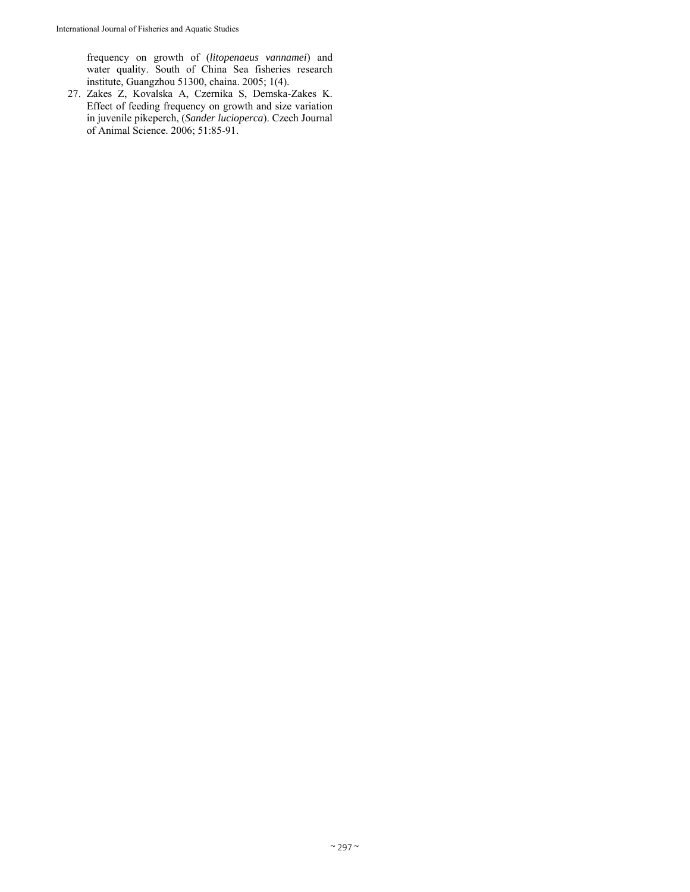frequency on growth of (*litopenaeus vannamei*) and water quality. South of China Sea fisheries research institute, Guangzhou 51300, chaina. 2005; 1(4).

27. Zakes Z, Kovalska A, Czernika S, Demska-Zakes K. Effect of feeding frequency on growth and size variation in juvenile pikeperch, (*Sander lucioperca*). Czech Journal of Animal Science. 2006; 51:85-91.